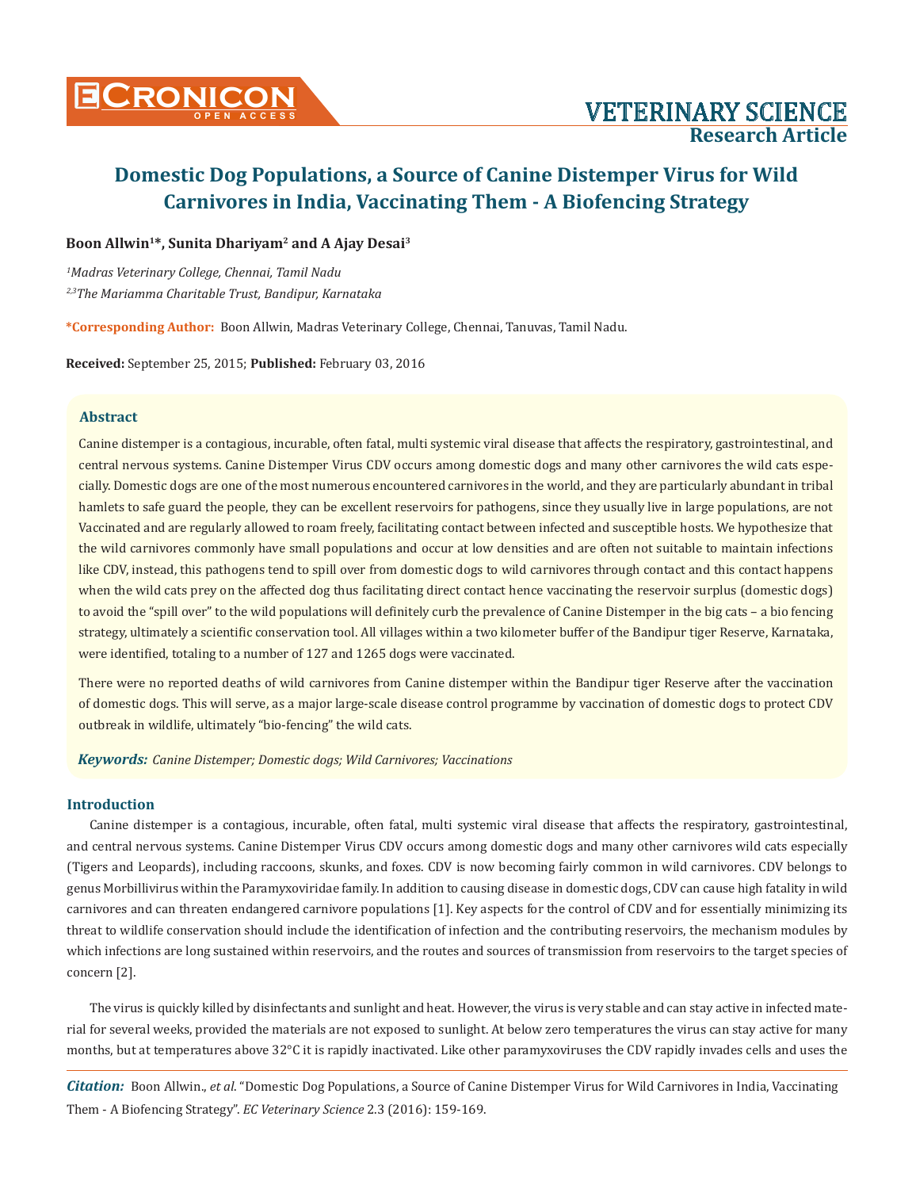# Domestic Dog Populations, a Source of Canine Distemper Virus for Wild Carnivores in India, Vaccinating Them - A Biofencing Strategy

**Boon Allwin[1]*, Sunita Dhariyam[2] and A Ajay Desai[3]**

*[1]Madras Veterinary College, Chennai, Tamil Nadu*

*[2,3]The Mariamma Charitable Trust, Bandipur, Karnataka*

**\*Corresponding Author:** Boon Allwin, Madras Veterinary College, Chennai, Tanuvas, Tamil Nadu.

**Received:** September 25, 2015; **Published:** February 03, 2016

## Abstract

Canine distemper is a contagious, incurable, often fatal, multi systemic viral disease that affects the respiratory, gastrointestinal, and central nervous systems. Canine Distemper Virus CDV occurs among domestic dogs and many other carnivores the wild cats especially. Domestic dogs are one of the most numerous encountered carnivores in the world, and they are particularly abundant in tribal hamlets to safe guard the people, they can be excellent reservoirs for pathogens, since they usually live in large populations, are not Vaccinated and are regularly allowed to roam freely, facilitating contact between infected and susceptible hosts. We hypothesize that the wild carnivores commonly have small populations and occur at low densities and are often not suitable to maintain infections like CDV, instead, this pathogens tend to spill over from domestic dogs to wild carnivores through contact and this contact happens when the wild cats prey on the affected dog thus facilitating direct contact hence vaccinating the reservoir surplus (domestic dogs) to avoid the "spill over" to the wild populations will definitely curb the prevalence of Canine Distemper in the big cats – a bio fencing strategy, ultimately a scientific conservation tool. All villages within a two kilometer buffer of the Bandipur tiger Reserve, Karnataka, were identified, totaling to a number of 127 and 1265 dogs were vaccinated.

There were no reported deaths of wild carnivores from Canine distemper within the Bandipur tiger Reserve after the vaccination of domestic dogs. This will serve, as a major large-scale disease control programme by vaccination of domestic dogs to protect CDV outbreak in wildlife, ultimately "bio-fencing" the wild cats.

***Keywords:*** *Canine Distemper; Domestic dogs; Wild Carnivores; Vaccinations*

## Introduction

Canine distemper is a contagious, incurable, often fatal, multi systemic viral disease that affects the respiratory, gastrointestinal, and central nervous systems. Canine Distemper Virus CDV occurs among domestic dogs and many other carnivores wild cats especially (Tigers and Leopards), including raccoons, skunks, and foxes. CDV is now becoming fairly common in wild carnivores. CDV belongs to genus Morbillivirus within the Paramyxoviridae family. In addition to causing disease in domestic dogs, CDV can cause high fatality in wild carnivores and can threaten endangered carnivore populations [1]. Key aspects for the control of CDV and for essentially minimizing its threat to wildlife conservation should include the identification of infection and the contributing reservoirs, the mechanism modules by which infections are long sustained within reservoirs, and the routes and sources of transmission from reservoirs to the target species of concern [2].

The virus is quickly killed by disinfectants and sunlight and heat. However, the virus is very stable and can stay active in infected material for several weeks, provided the materials are not exposed to sunlight. At below zero temperatures the virus can stay active for many months, but at temperatures above 32°C it is rapidly inactivated. Like other paramyxoviruses the CDV rapidly invades cells and uses the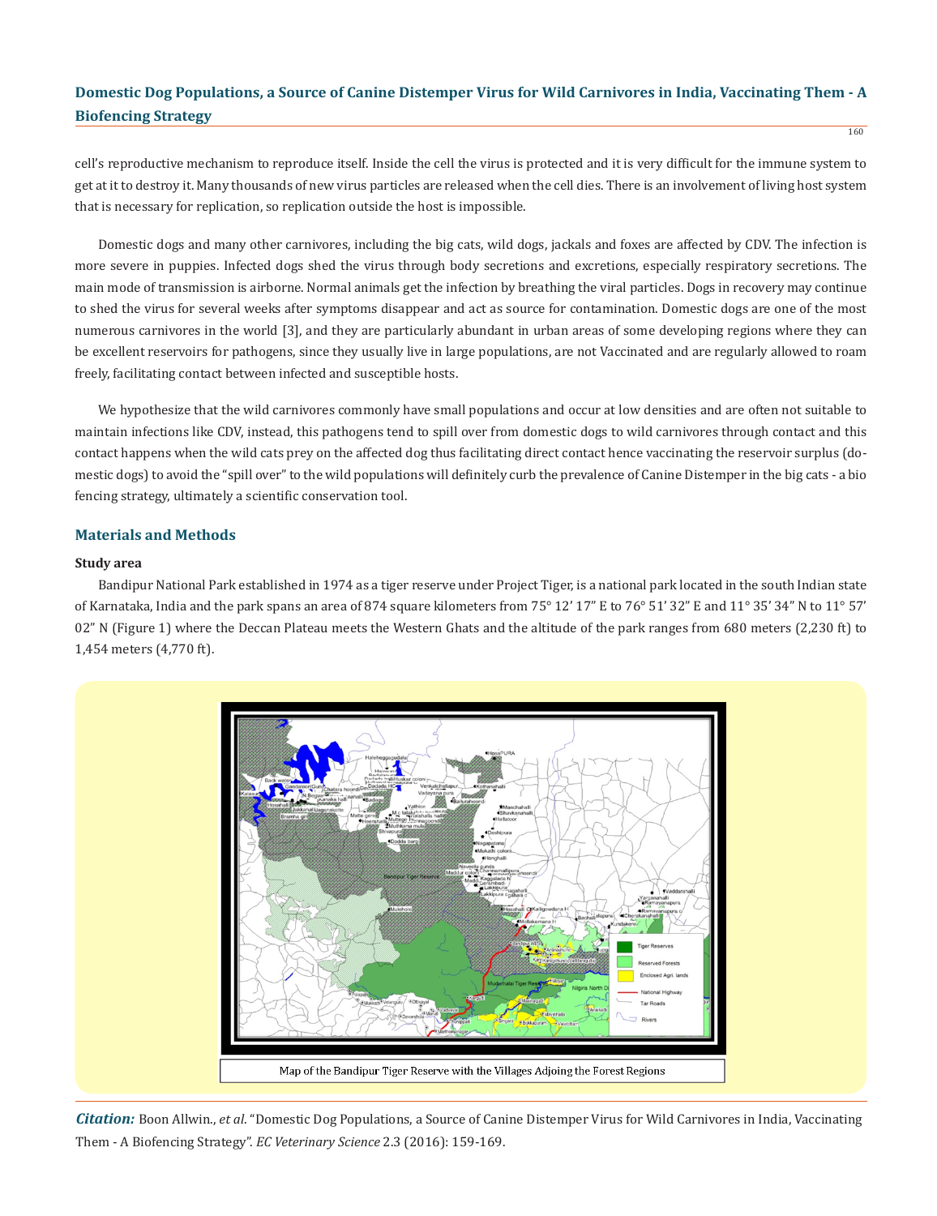cell's reproductive mechanism to reproduce itself. Inside the cell the virus is protected and it is very difficult for the immune system to get at it to destroy it. Many thousands of new virus particles are released when the cell dies. There is an involvement of living host system that is necessary for replication, so replication outside the host is impossible.

Domestic dogs and many other carnivores, including the big cats, wild dogs, jackals and foxes are affected by CDV. The infection is more severe in puppies. Infected dogs shed the virus through body secretions and excretions, especially respiratory secretions. The main mode of transmission is airborne. Normal animals get the infection by breathing the viral particles. Dogs in recovery may continue to shed the virus for several weeks after symptoms disappear and act as source for contamination. Domestic dogs are one of the most numerous carnivores in the world [3], and they are particularly abundant in urban areas of some developing regions where they can be excellent reservoirs for pathogens, since they usually live in large populations, are not Vaccinated and are regularly allowed to roam freely, facilitating contact between infected and susceptible hosts.

We hypothesize that the wild carnivores commonly have small populations and occur at low densities and are often not suitable to maintain infections like CDV, instead, this pathogens tend to spill over from domestic dogs to wild carnivores through contact and this contact happens when the wild cats prey on the affected dog thus facilitating direct contact hence vaccinating the reservoir surplus (domestic dogs) to avoid the "spill over" to the wild populations will definitely curb the prevalence of Canine Distemper in the big cats - a bio fencing strategy, ultimately a scientific conservation tool.

## Materials and Methods

### Study area

Bandipur National Park established in 1974 as a tiger reserve under Project Tiger, is a national park located in the south Indian state of Karnataka, India and the park spans an area of 874 square kilometers from 75° 12' 17" E to 76° 51' 32" E and 11° 35' 34" N to 11° 57' 02" N (Figure 1) where the Deccan Plateau meets the Western Ghats and the altitude of the park ranges from 680 meters (2,230 ft) to 1,454 meters (4,770 ft).

Map of the Bandipur Tiger Reserve with the Villages Adjoining the Forest Regions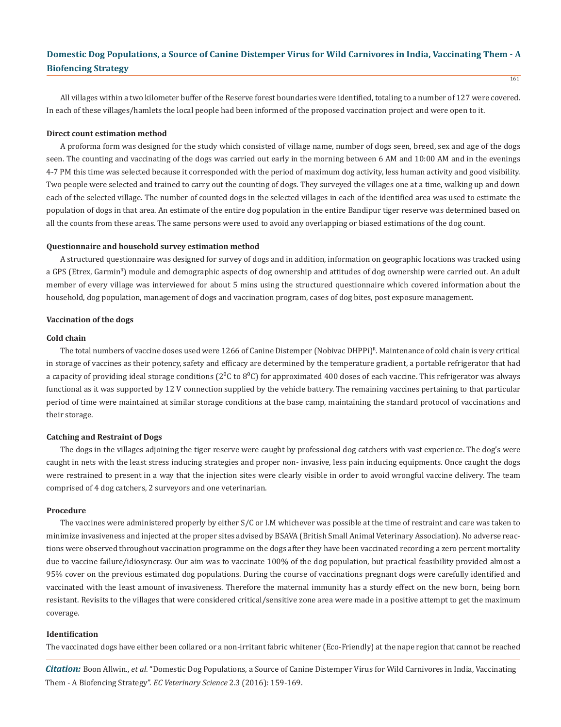All villages within a two kilometer buffer of the Reserve forest boundaries were identified, totaling to a number of 127 were covered. In each of these villages/hamlets the local people had been informed of the proposed vaccination project and were open to it.

**Direct count estimation method**

A proforma form was designed for the study which consisted of village name, number of dogs seen, breed, sex and age of the dogs seen. The counting and vaccinating of the dogs was carried out early in the morning between 6 AM and 10:00 AM and in the evenings 4-7 PM this time was selected because it corresponded with the period of maximum dog activity, less human activity and good visibility. Two people were selected and trained to carry out the counting of dogs. They surveyed the villages one at a time, walking up and down each of the selected village. The number of counted dogs in the selected villages in each of the identified area was used to estimate the population of dogs in that area. An estimate of the entire dog population in the entire Bandipur tiger reserve was determined based on all the counts from these areas. The same persons were used to avoid any overlapping or biased estimations of the dog count.

**Questionnaire and household survey estimation method**

A structured questionnaire was designed for survey of dogs and in addition, information on geographic locations was tracked using a GPS (Etrex, Garmin[R]) module and demographic aspects of dog ownership and attitudes of dog ownership were carried out. An adult member of every village was interviewed for about 5 mins using the structured questionnaire which covered information about the household, dog population, management of dogs and vaccination program, cases of dog bites, post exposure management.

**Vaccination of the dogs**

**Cold chain**

The total numbers of vaccine doses used were 1266 of Canine Distemper (Nobivac DHPPi)[R]. Maintenance of cold chain is very critical in storage of vaccines as their potency, safety and efficacy are determined by the temperature gradient, a portable refrigerator that had a capacity of providing ideal storage conditions ($2^0$C to $8^0$C) for approximated 400 doses of each vaccine. This refrigerator was always functional as it was supported by 12 V connection supplied by the vehicle battery. The remaining vaccines pertaining to that particular period of time were maintained at similar storage conditions at the base camp, maintaining the standard protocol of vaccinations and their storage.

**Catching and Restraint of Dogs**

The dogs in the villages adjoining the tiger reserve were caught by professional dog catchers with vast experience. The dog's were caught in nets with the least stress inducing strategies and proper non- invasive, less pain inducing equipments. Once caught the dogs were restrained to present in a way that the injection sites were clearly visible in order to avoid wrongful vaccine delivery. The team comprised of 4 dog catchers, 2 surveyors and one veterinarian.

**Procedure**

The vaccines were administered properly by either S/C or I.M whichever was possible at the time of restraint and care was taken to minimize invasiveness and injected at the proper sites advised by BSAVA (British Small Animal Veterinary Association). No adverse reactions were observed throughout vaccination programme on the dogs after they have been vaccinated recording a zero percent mortality due to vaccine failure/idiosyncrasy. Our aim was to vaccinate 100% of the dog population, but practical feasibility provided almost a 95% cover on the previous estimated dog populations. During the course of vaccinations pregnant dogs were carefully identified and vaccinated with the least amount of invasiveness. Therefore the maternal immunity has a sturdy effect on the new born, being born resistant. Revisits to the villages that were considered critical/sensitive zone area were made in a positive attempt to get the maximum coverage.

**Identification**

The vaccinated dogs have either been collared or a non-irritant fabric whitener (Eco-Friendly) at the nape region that cannot be reached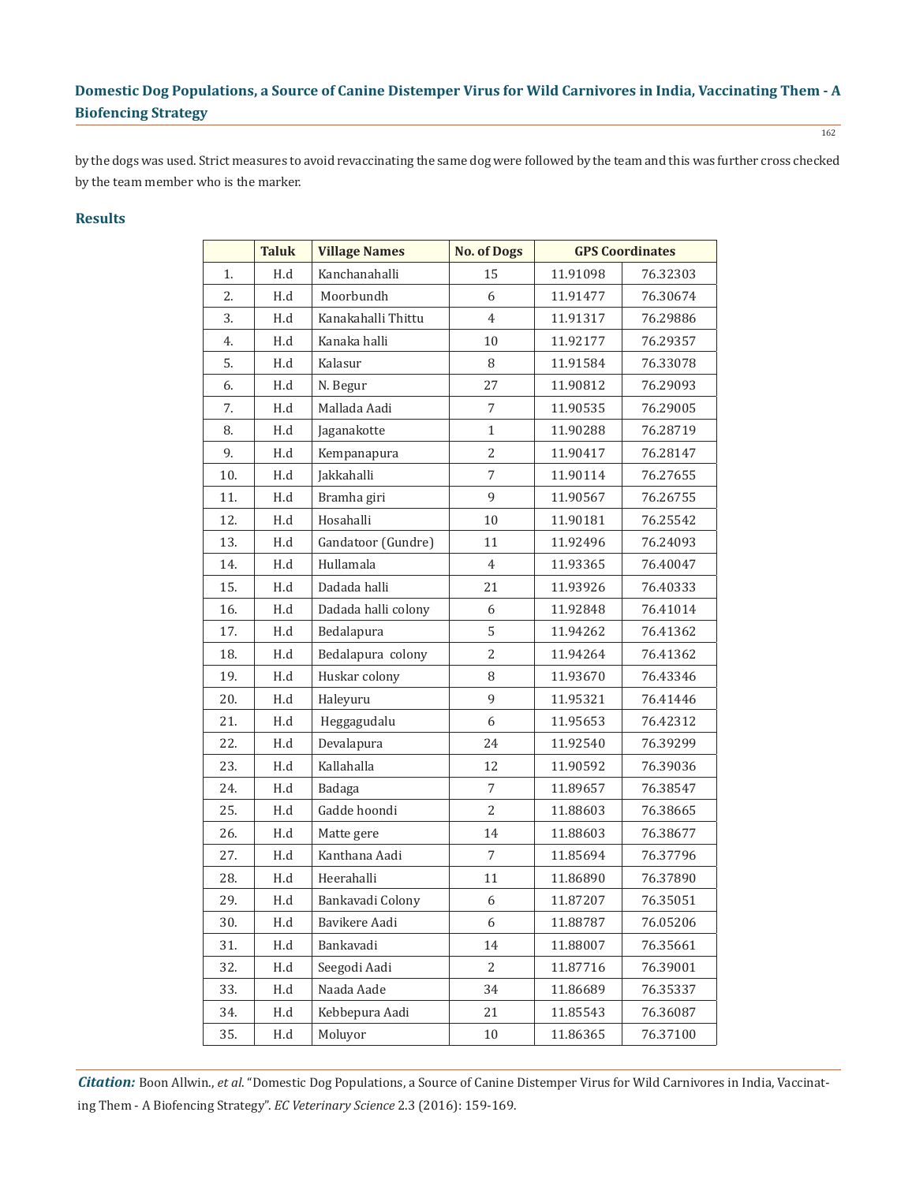by the dogs was used. Strict measures to avoid revaccinating the same dog were followed by the team and this was further cross checked by the team member who is the marker.

## Results

| | Taluk | Village Names | No. of Dogs | GPS Coordinates | |
|---|---|---|---|---|---|
| 1. | H.d | Kanchanahalli | 15 | 11.91098 | 76.32303 |
| 2. | H.d | Moorbundh | 6 | 11.91477 | 76.30674 |
| 3. | H.d | Kanakahalli Thittu | 4 | 11.91317 | 76.29886 |
| 4. | H.d | Kanaka halli | 10 | 11.92177 | 76.29357 |
| 5. | H.d | Kalasur | 8 | 11.91584 | 76.33078 |
| 6. | H.d | N. Begur | 27 | 11.90812 | 76.29093 |
| 7. | H.d | Mallada Aadi | 7 | 11.90535 | 76.29005 |
| 8. | H.d | Jaganakotte | 1 | 11.90288 | 76.28719 |
| 9. | H.d | Kempanapura | 2 | 11.90417 | 76.28147 |
| 10. | H.d | Jakkahalli | 7 | 11.90114 | 76.27655 |
| 11. | H.d | Bramha giri | 9 | 11.90567 | 76.26755 |
| 12. | H.d | Hosahalli | 10 | 11.90181 | 76.25542 |
| 13. | H.d | Gandatoor (Gundre) | 11 | 11.92496 | 76.24093 |
| 14. | H.d | Hullamala | 4 | 11.93365 | 76.40047 |
| 15. | H.d | Dadada halli | 21 | 11.93926 | 76.40333 |
| 16. | H.d | Dadada halli colony | 6 | 11.92848 | 76.41014 |
| 17. | H.d | Bedalapura | 5 | 11.94262 | 76.41362 |
| 18. | H.d | Bedalapura colony | 2 | 11.94264 | 76.41362 |
| 19. | H.d | Huskar colony | 8 | 11.93670 | 76.43346 |
| 20. | H.d | Haleyuru | 9 | 11.95321 | 76.41446 |
| 21. | H.d | Heggagudalu | 6 | 11.95653 | 76.42312 |
| 22. | H.d | Devalapura | 24 | 11.92540 | 76.39299 |
| 23. | H.d | Kallahalla | 12 | 11.90592 | 76.39036 |
| 24. | H.d | Badaga | 7 | 11.89657 | 76.38547 |
| 25. | H.d | Gadde hoondi | 2 | 11.88603 | 76.38665 |
| 26. | H.d | Matte gere | 14 | 11.88603 | 76.38677 |
| 27. | H.d | Kanthana Aadi | 7 | 11.85694 | 76.37796 |
| 28. | H.d | Heerahalli | 11 | 11.86890 | 76.37890 |
| 29. | H.d | Bankavadi Colony | 6 | 11.87207 | 76.35051 |
| 30. | H.d | Bavikere Aadi | 6 | 11.88787 | 76.05206 |
| 31. | H.d | Bankavadi | 14 | 11.88007 | 76.35661 |
| 32. | H.d | Seegodi Aadi | 2 | 11.87716 | 76.39001 |
| 33. | H.d | Naada Aade | 34 | 11.86689 | 76.35337 |
| 34. | H.d | Kebbepura Aadi | 21 | 11.85543 | 76.36087 |
| 35. | H.d | Moluyor | 10 | 11.86365 | 76.37100 |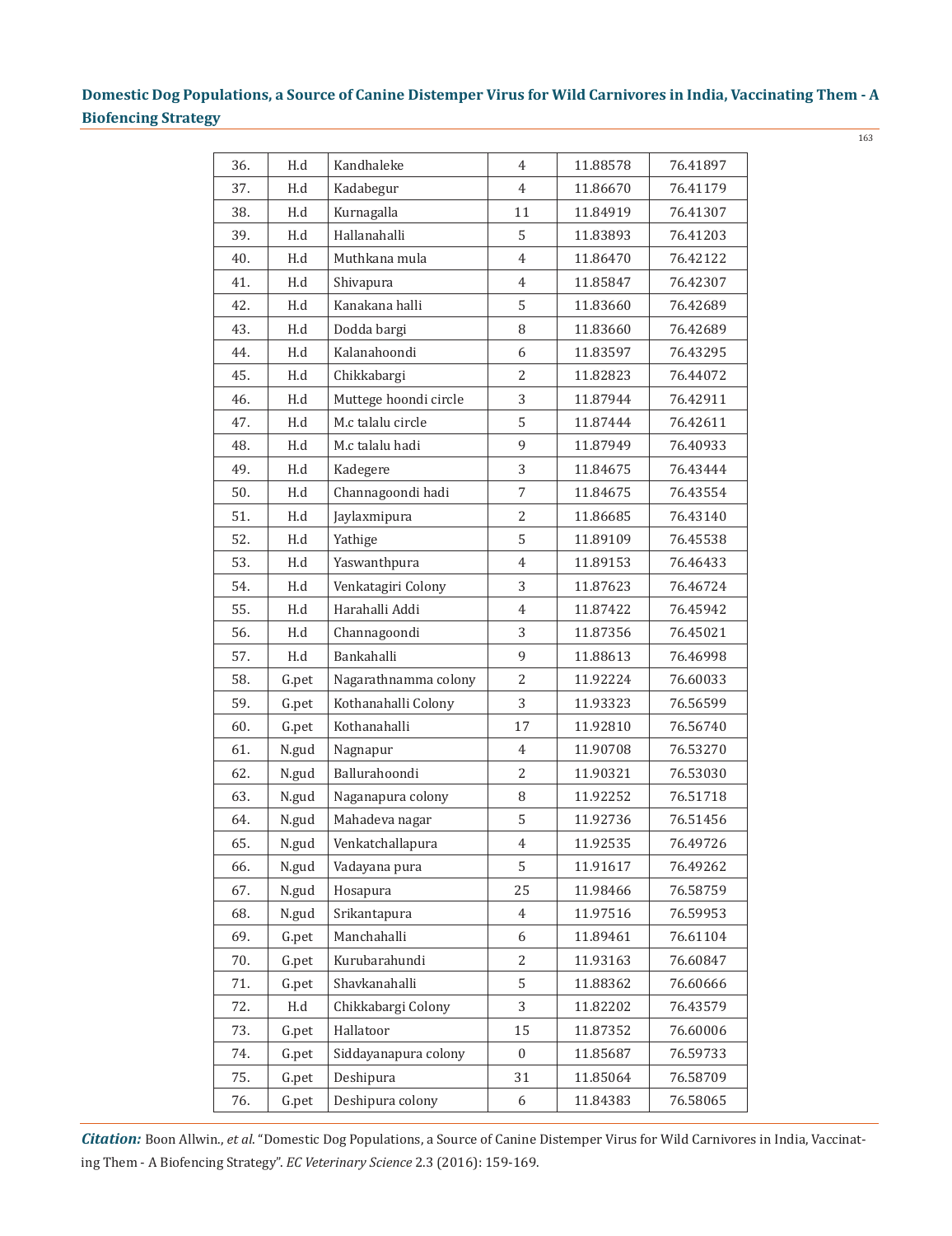| 36. | H.d | Kandhaleke | 4 | 11.88578 | 76.41897 |
|---|---|---|---|---|---|
| 37. | H.d | Kadabegur | 4 | 11.86670 | 76.41179 |
| 38. | H.d | Kurnagalla | 11 | 11.84919 | 76.41307 |
| 39. | H.d | Hallanahalli | 5 | 11.83893 | 76.41203 |
| 40. | H.d | Muthkana mula | 4 | 11.86470 | 76.42122 |
| 41. | H.d | Shivapura | 4 | 11.85847 | 76.42307 |
| 42. | H.d | Kanakana halli | 5 | 11.83660 | 76.42689 |
| 43. | H.d | Dodda bargi | 8 | 11.83660 | 76.42689 |
| 44. | H.d | Kalanahoondi | 6 | 11.83597 | 76.43295 |
| 45. | H.d | Chikkabargi | 2 | 11.82823 | 76.44072 |
| 46. | H.d | Muttege hoondi circle | 3 | 11.87944 | 76.42911 |
| 47. | H.d | M.c talalu circle | 5 | 11.87444 | 76.42611 |
| 48. | H.d | M.c talalu hadi | 9 | 11.87949 | 76.40933 |
| 49. | H.d | Kadegere | 3 | 11.84675 | 76.43444 |
| 50. | H.d | Channagoondi hadi | 7 | 11.84675 | 76.43554 |
| 51. | H.d | Jaylaxmipura | 2 | 11.86685 | 76.43140 |
| 52. | H.d | Yathige | 5 | 11.89109 | 76.45538 |
| 53. | H.d | Yaswanthpura | 4 | 11.89153 | 76.46433 |
| 54. | H.d | Venkatagiri Colony | 3 | 11.87623 | 76.46724 |
| 55. | H.d | Harahalli Addi | 4 | 11.87422 | 76.45942 |
| 56. | H.d | Channagoondi | 3 | 11.87356 | 76.45021 |
| 57. | H.d | Bankahalli | 9 | 11.88613 | 76.46998 |
| 58. | G.pet | Nagarathnamma colony | 2 | 11.92224 | 76.60033 |
| 59. | G.pet | Kothanahalli Colony | 3 | 11.93323 | 76.56599 |
| 60. | G.pet | Kothanahalli | 17 | 11.92810 | 76.56740 |
| 61. | N.gud | Nagnapur | 4 | 11.90708 | 76.53270 |
| 62. | N.gud | Ballurahoondi | 2 | 11.90321 | 76.53030 |
| 63. | N.gud | Naganapura colony | 8 | 11.92252 | 76.51718 |
| 64. | N.gud | Mahadeva nagar | 5 | 11.92736 | 76.51456 |
| 65. | N.gud | Venkatchallapura | 4 | 11.92535 | 76.49726 |
| 66. | N.gud | Vadayana pura | 5 | 11.91617 | 76.49262 |
| 67. | N.gud | Hosapura | 25 | 11.98466 | 76.58759 |
| 68. | N.gud | Srikantapura | 4 | 11.97516 | 76.59953 |
| 69. | G.pet | Manchahalli | 6 | 11.89461 | 76.61104 |
| 70. | G.pet | Kurubarahundi | 2 | 11.93163 | 76.60847 |
| 71. | G.pet | Shavkanahalli | 5 | 11.88362 | 76.60666 |
| 72. | H.d | Chikkabargi Colony | 3 | 11.82202 | 76.43579 |
| 73. | G.pet | Hallatoor | 15 | 11.87352 | 76.60006 |
| 74. | G.pet | Siddayanapura colony | 0 | 11.85687 | 76.59733 |
| 75. | G.pet | Deshipura | 31 | 11.85064 | 76.58709 |
| 76. | G.pet | Deshipura colony | 6 | 11.84383 | 76.58065 |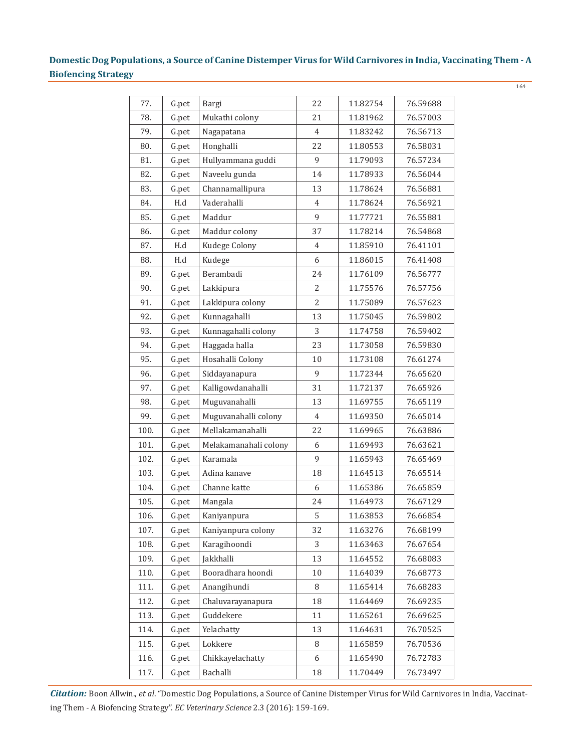| | | | | | |
|---|---|---|---|---|---|
| 77. | G.pet | Bargi | 22 | 11.82754 | 76.59688 |
| 78. | G.pet | Mukathi colony | 21 | 11.81962 | 76.57003 |
| 79. | G.pet | Nagapatana | 4 | 11.83242 | 76.56713 |
| 80. | G.pet | Honghalli | 22 | 11.80553 | 76.58031 |
| 81. | G.pet | Hullyammana guddi | 9 | 11.79093 | 76.57234 |
| 82. | G.pet | Naveelu gunda | 14 | 11.78933 | 76.56044 |
| 83. | G.pet | Channamallipura | 13 | 11.78624 | 76.56881 |
| 84. | H.d | Vaderahalli | 4 | 11.78624 | 76.56921 |
| 85. | G.pet | Maddur | 9 | 11.77721 | 76.55881 |
| 86. | G.pet | Maddur colony | 37 | 11.78214 | 76.54868 |
| 87. | H.d | Kudege Colony | 4 | 11.85910 | 76.41101 |
| 88. | H.d | Kudege | 6 | 11.86015 | 76.41408 |
| 89. | G.pet | Berambadi | 24 | 11.76109 | 76.56777 |
| 90. | G.pet | Lakkipura | 2 | 11.75576 | 76.57756 |
| 91. | G.pet | Lakkipura colony | 2 | 11.75089 | 76.57623 |
| 92. | G.pet | Kunnagahalli | 13 | 11.75045 | 76.59802 |
| 93. | G.pet | Kunnagahalli colony | 3 | 11.74758 | 76.59402 |
| 94. | G.pet | Haggada halla | 23 | 11.73058 | 76.59830 |
| 95. | G.pet | Hosahalli Colony | 10 | 11.73108 | 76.61274 |
| 96. | G.pet | Siddayanapura | 9 | 11.72344 | 76.65620 |
| 97. | G.pet | Kalligowdanahalli | 31 | 11.72137 | 76.65926 |
| 98. | G.pet | Muguvanahalli | 13 | 11.69755 | 76.65119 |
| 99. | G.pet | Muguvanahalli colony | 4 | 11.69350 | 76.65014 |
| 100. | G.pet | Mellakamanahalli | 22 | 11.69965 | 76.63886 |
| 101. | G.pet | Melakamanahali colony | 6 | 11.69493 | 76.63621 |
| 102. | G.pet | Karamala | 9 | 11.65943 | 76.65469 |
| 103. | G.pet | Adina kanave | 18 | 11.64513 | 76.65514 |
| 104. | G.pet | Channe katte | 6 | 11.65386 | 76.65859 |
| 105. | G.pet | Mangala | 24 | 11.64973 | 76.67129 |
| 106. | G.pet | Kaniyanpura | 5 | 11.63853 | 76.66854 |
| 107. | G.pet | Kaniyanpura colony | 32 | 11.63276 | 76.68199 |
| 108. | G.pet | Karagihoondi | 3 | 11.63463 | 76.67654 |
| 109. | G.pet | Jakkhalli | 13 | 11.64552 | 76.68083 |
| 110. | G.pet | Booradhara hoondi | 10 | 11.64039 | 76.68773 |
| 111. | G.pet | Anangihundi | 8 | 11.65414 | 76.68283 |
| 112. | G.pet | Chaluvarayanapura | 18 | 11.64469 | 76.69235 |
| 113. | G.pet | Guddekere | 11 | 11.65261 | 76.69625 |
| 114. | G.pet | Yelachatty | 13 | 11.64631 | 76.70525 |
| 115. | G.pet | Lokkere | 8 | 11.65859 | 76.70536 |
| 116. | G.pet | Chikkayelachatty | 6 | 11.65490 | 76.72783 |
| 117. | G.pet | Bachalli | 18 | 11.70449 | 76.73497 |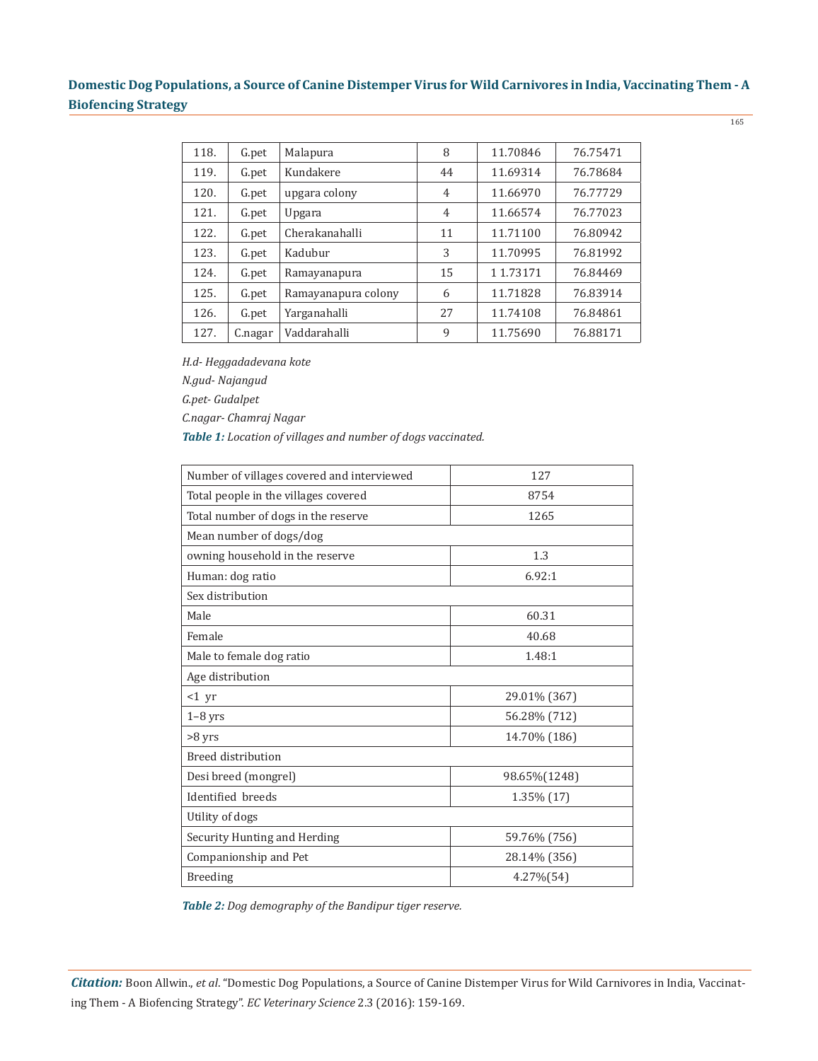| 118. | G.pet | Malapura | 8 | 11.70846 | 76.75471 |
|---|---|---|---|---|---|
| 119. | G.pet | Kundakere | 44 | 11.69314 | 76.78684 |
| 120. | G.pet | upgara colony | 4 | 11.66970 | 76.77729 |
| 121. | G.pet | Upgara | 4 | 11.66574 | 76.77023 |
| 122. | G.pet | Cherakanahalli | 11 | 11.71100 | 76.80942 |
| 123. | G.pet | Kadubur | 3 | 11.70995 | 76.81992 |
| 124. | G.pet | Ramayanapura | 15 | 1 1.73171 | 76.84469 |
| 125. | G.pet | Ramayanapura colony | 6 | 11.71828 | 76.83914 |
| 126. | G.pet | Yarganahalli | 27 | 11.74108 | 76.84861 |
| 127. | C.nagar | Vaddarahalli | 9 | 11.75690 | 76.88171 |

*H.d- Heggadadevana kote*

*N.gud- Najangud*

*G.pet- Gudalpet*

*C.nagar- Chamraj Nagar*

***Table 1:*** *Location of villages and number of dogs vaccinated.*

| Number of villages covered and interviewed | 127 |
|---|---|
| Total people in the villages covered | 8754 |
| Total number of dogs in the reserve | 1265 |
| Mean number of dogs/dog | |
| owning household in the reserve | 1.3 |
| Human: dog ratio | 6.92:1 |
| Sex distribution | |
| Male | 60.31 |
| Female | 40.68 |
| Male to female dog ratio | 1.48:1 |
| Age distribution | |
| <1 yr | 29.01% (367) |
| 1–8 yrs | 56.28% (712) |
| >8 yrs | 14.70% (186) |
| Breed distribution | |
| Desi breed (mongrel) | 98.65%(1248) |
| Identified breeds | 1.35% (17) |
| Utility of dogs | |
| Security Hunting and Herding | 59.76% (756) |
| Companionship and Pet | 28.14% (356) |
| Breeding | 4.27%(54) |

***Table 2:*** *Dog demography of the Bandipur tiger reserve.*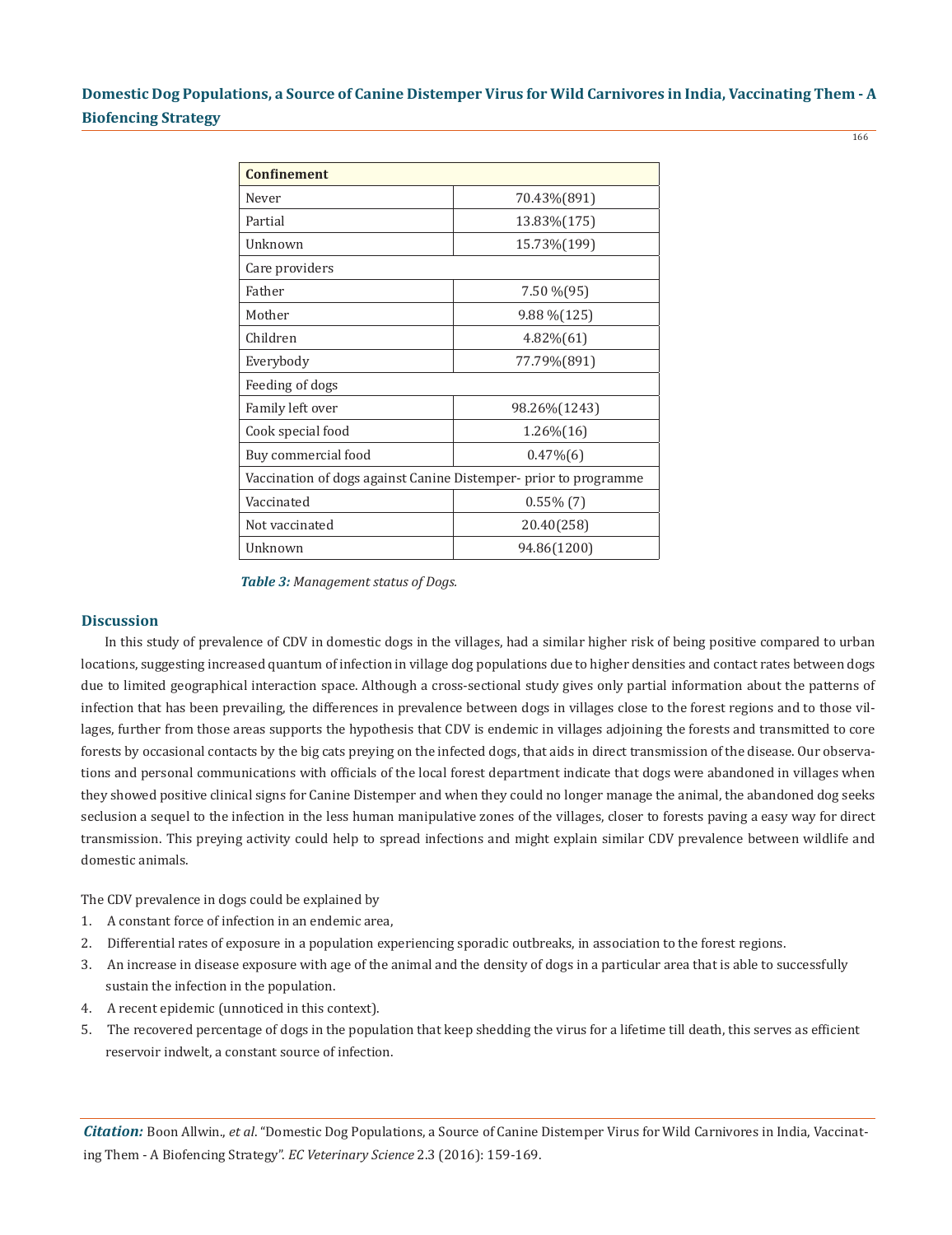| Confinement | |
|---|---|
| Never | 70.43%(891) |
| Partial | 13.83%(175) |
| Unknown | 15.73%(199) |
| Care providers | |
| Father | 7.50 %(95) |
| Mother | 9.88 %(125) |
| Children | 4.82%(61) |
| Everybody | 77.79%(891) |
| Feeding of dogs | |
| Family left over | 98.26%(1243) |
| Cook special food | 1.26%(16) |
| Buy commercial food | 0.47%(6) |
| Vaccination of dogs against Canine Distemper- prior to programme | |
| Vaccinated | 0.55% (7) |
| Not vaccinated | 20.40(258) |
| Unknown | 94.86(1200) |

***Table 3:*** *Management status of Dogs.*

## Discussion

In this study of prevalence of CDV in domestic dogs in the villages, had a similar higher risk of being positive compared to urban locations, suggesting increased quantum of infection in village dog populations due to higher densities and contact rates between dogs due to limited geographical interaction space. Although a cross-sectional study gives only partial information about the patterns of infection that has been prevailing, the differences in prevalence between dogs in villages close to the forest regions and to those villages, further from those areas supports the hypothesis that CDV is endemic in villages adjoining the forests and transmitted to core forests by occasional contacts by the big cats preying on the infected dogs, that aids in direct transmission of the disease. Our observations and personal communications with officials of the local forest department indicate that dogs were abandoned in villages when they showed positive clinical signs for Canine Distemper and when they could no longer manage the animal, the abandoned dog seeks seclusion a sequel to the infection in the less human manipulative zones of the villages, closer to forests paving a easy way for direct transmission. This preying activity could help to spread infections and might explain similar CDV prevalence between wildlife and domestic animals.

The CDV prevalence in dogs could be explained by

1. A constant force of infection in an endemic area,
2. Differential rates of exposure in a population experiencing sporadic outbreaks, in association to the forest regions.
3. An increase in disease exposure with age of the animal and the density of dogs in a particular area that is able to successfully sustain the infection in the population.
4. A recent epidemic (unnoticed in this context).
5. The recovered percentage of dogs in the population that keep shedding the virus for a lifetime till death, this serves as efficient reservoir indwelt, a constant source of infection.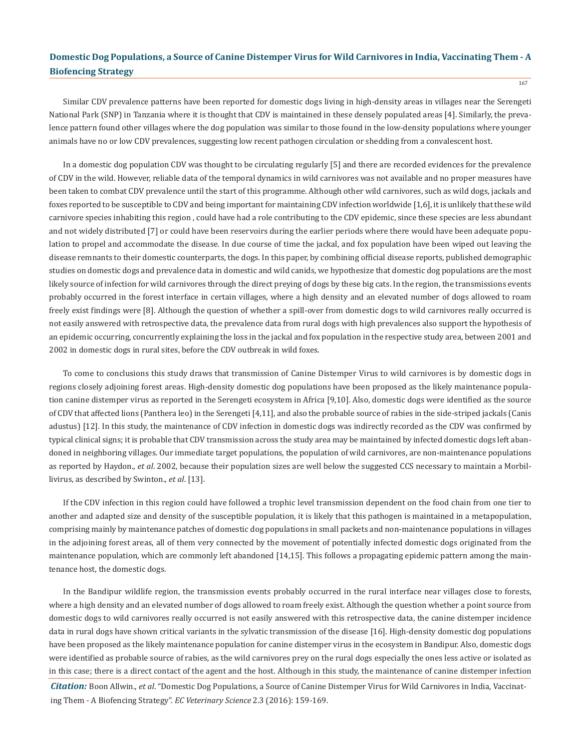Similar CDV prevalence patterns have been reported for domestic dogs living in high-density areas in villages near the Serengeti National Park (SNP) in Tanzania where it is thought that CDV is maintained in these densely populated areas [4]. Similarly, the prevalence pattern found other villages where the dog population was similar to those found in the low-density populations where younger animals have no or low CDV prevalences, suggesting low recent pathogen circulation or shedding from a convalescent host.

In a domestic dog population CDV was thought to be circulating regularly [5] and there are recorded evidences for the prevalence of CDV in the wild. However, reliable data of the temporal dynamics in wild carnivores was not available and no proper measures have been taken to combat CDV prevalence until the start of this programme. Although other wild carnivores, such as wild dogs, jackals and foxes reported to be susceptible to CDV and being important for maintaining CDV infection worldwide [1,6], it is unlikely that these wild carnivore species inhabiting this region , could have had a role contributing to the CDV epidemic, since these species are less abundant and not widely distributed [7] or could have been reservoirs during the earlier periods where there would have been adequate population to propel and accommodate the disease. In due course of time the jackal, and fox population have been wiped out leaving the disease remnants to their domestic counterparts, the dogs. In this paper, by combining official disease reports, published demographic studies on domestic dogs and prevalence data in domestic and wild canids, we hypothesize that domestic dog populations are the most likely source of infection for wild carnivores through the direct preying of dogs by these big cats. In the region, the transmissions events probably occurred in the forest interface in certain villages, where a high density and an elevated number of dogs allowed to roam freely exist findings were [8]. Although the question of whether a spill-over from domestic dogs to wild carnivores really occurred is not easily answered with retrospective data, the prevalence data from rural dogs with high prevalences also support the hypothesis of an epidemic occurring, concurrently explaining the loss in the jackal and fox population in the respective study area, between 2001 and 2002 in domestic dogs in rural sites, before the CDV outbreak in wild foxes.

To come to conclusions this study draws that transmission of Canine Distemper Virus to wild carnivores is by domestic dogs in regions closely adjoining forest areas. High-density domestic dog populations have been proposed as the likely maintenance population canine distemper virus as reported in the Serengeti ecosystem in Africa [9,10]. Also, domestic dogs were identified as the source of CDV that affected lions (Panthera leo) in the Serengeti [4,11], and also the probable source of rabies in the side-striped jackals (Canis adustus) [12]. In this study, the maintenance of CDV infection in domestic dogs was indirectly recorded as the CDV was confirmed by typical clinical signs; it is probable that CDV transmission across the study area may be maintained by infected domestic dogs left abandoned in neighboring villages. Our immediate target populations, the population of wild carnivores, are non-maintenance populations as reported by Haydon., *et al*. 2002, because their population sizes are well below the suggested CCS necessary to maintain a Morbillivirus, as described by Swinton., *et al*. [13].

If the CDV infection in this region could have followed a trophic level transmission dependent on the food chain from one tier to another and adapted size and density of the susceptible population, it is likely that this pathogen is maintained in a metapopulation, comprising mainly by maintenance patches of domestic dog populations in small packets and non-maintenance populations in villages in the adjoining forest areas, all of them very connected by the movement of potentially infected domestic dogs originated from the maintenance population, which are commonly left abandoned [14,15]. This follows a propagating epidemic pattern among the maintenance host, the domestic dogs.

In the Bandipur wildlife region, the transmission events probably occurred in the rural interface near villages close to forests, where a high density and an elevated number of dogs allowed to roam freely exist. Although the question whether a point source from domestic dogs to wild carnivores really occurred is not easily answered with this retrospective data, the canine distemper incidence data in rural dogs have shown critical variants in the sylvatic transmission of the disease [16]. High-density domestic dog populations have been proposed as the likely maintenance population for canine distemper virus in the ecosystem in Bandipur. Also, domestic dogs were identified as probable source of rabies, as the wild carnivores prey on the rural dogs especially the ones less active or isolated as in this case; there is a direct contact of the agent and the host. Although in this study, the maintenance of canine distemper infection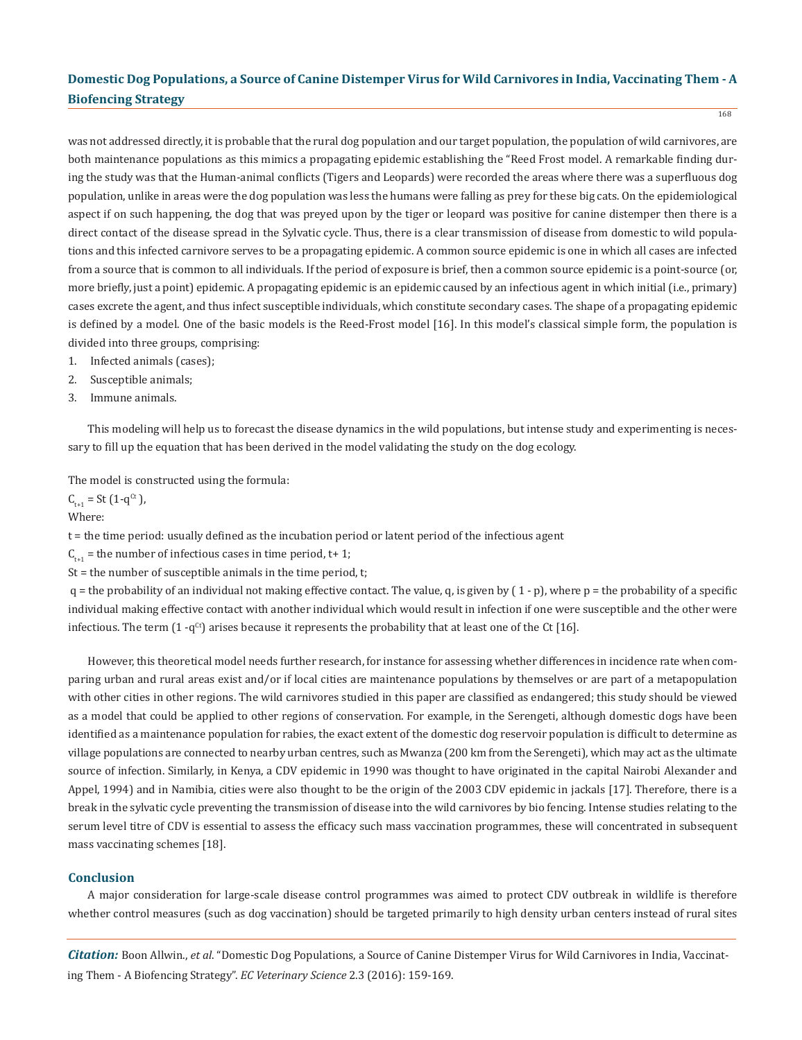was not addressed directly, it is probable that the rural dog population and our target population, the population of wild carnivores, are both maintenance populations as this mimics a propagating epidemic establishing the "Reed Frost model. A remarkable finding during the study was that the Human-animal conflicts (Tigers and Leopards) were recorded the areas where there was a superfluous dog population, unlike in areas were the dog population was less the humans were falling as prey for these big cats. On the epidemiological aspect if on such happening, the dog that was preyed upon by the tiger or leopard was positive for canine distemper then there is a direct contact of the disease spread in the Sylvatic cycle. Thus, there is a clear transmission of disease from domestic to wild populations and this infected carnivore serves to be a propagating epidemic. A common source epidemic is one in which all cases are infected from a source that is common to all individuals. If the period of exposure is brief, then a common source epidemic is a point-source (or, more briefly, just a point) epidemic. A propagating epidemic is an epidemic caused by an infectious agent in which initial (i.e., primary) cases excrete the agent, and thus infect susceptible individuals, which constitute secondary cases. The shape of a propagating epidemic is defined by a model. One of the basic models is the Reed-Frost model [16]. In this model's classical simple form, the population is divided into three groups, comprising:

1. Infected animals (cases);
2. Susceptible animals;
3. Immune animals.

This modeling will help us to forecast the disease dynamics in the wild populations, but intense study and experimenting is necessary to fill up the equation that has been derived in the model validating the study on the dog ecology.

The model is constructed using the formula:

$C_{t+1} = St\ (1\text{-}q^{Ct}),$

Where:

t = the time period: usually defined as the incubation period or latent period of the infectious agent

$C_{t+1}$ = the number of infectious cases in time period, t+ 1;

St = the number of susceptible animals in the time period, t;

q = the probability of an individual not making effective contact. The value, q, is given by ( 1 - p), where p = the probability of a specific individual making effective contact with another individual which would result in infection if one were susceptible and the other were infectious. The term $(1 - q^{Ct})$ arises because it represents the probability that at least one of the Ct [16].

However, this theoretical model needs further research, for instance for assessing whether differences in incidence rate when comparing urban and rural areas exist and/or if local cities are maintenance populations by themselves or are part of a metapopulation with other cities in other regions. The wild carnivores studied in this paper are classified as endangered; this study should be viewed as a model that could be applied to other regions of conservation. For example, in the Serengeti, although domestic dogs have been identified as a maintenance population for rabies, the exact extent of the domestic dog reservoir population is difficult to determine as village populations are connected to nearby urban centres, such as Mwanza (200 km from the Serengeti), which may act as the ultimate source of infection. Similarly, in Kenya, a CDV epidemic in 1990 was thought to have originated in the capital Nairobi Alexander and Appel, 1994) and in Namibia, cities were also thought to be the origin of the 2003 CDV epidemic in jackals [17]. Therefore, there is a break in the sylvatic cycle preventing the transmission of disease into the wild carnivores by bio fencing. Intense studies relating to the serum level titre of CDV is essential to assess the efficacy such mass vaccination programmes, these will concentrated in subsequent mass vaccinating schemes [18].

## Conclusion

A major consideration for large-scale disease control programmes was aimed to protect CDV outbreak in wildlife is therefore whether control measures (such as dog vaccination) should be targeted primarily to high density urban centers instead of rural sites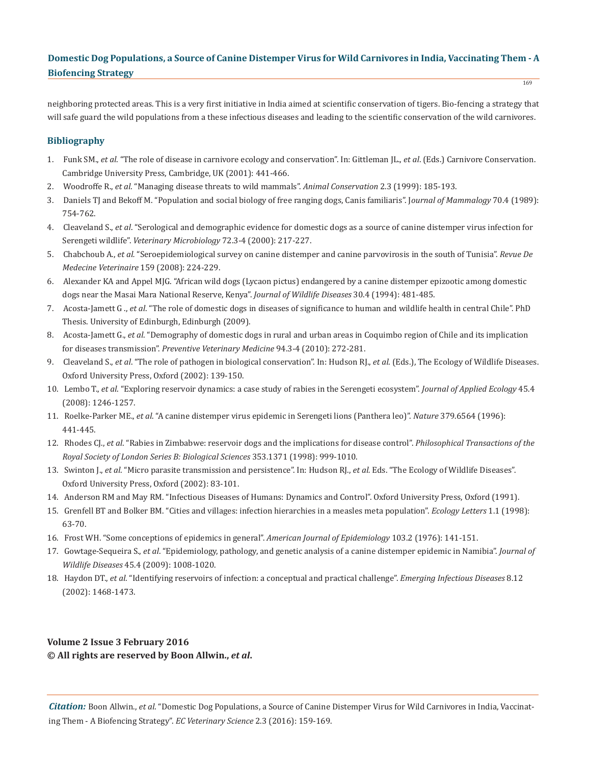neighboring protected areas. This is a very first initiative in India aimed at scientific conservation of tigers. Bio-fencing a strategy that will safe guard the wild populations from a these infectious diseases and leading to the scientific conservation of the wild carnivores.

## Bibliography

1. Funk SM., *et al*. "The role of disease in carnivore ecology and conservation". In: Gittleman JL., *et al*. (Eds.) Carnivore Conservation. Cambridge University Press, Cambridge, UK (2001): 441-466.
2. Woodroffe R., *et al*. "Managing disease threats to wild mammals". *Animal Conservation* 2.3 (1999): 185-193.
3. Daniels TJ and Bekoff M. "Population and social biology of free ranging dogs, Canis familiaris". J*ournal of Mammalogy* 70.4 (1989): 754-762.
4. Cleaveland S., *et al*. "Serological and demographic evidence for domestic dogs as a source of canine distemper virus infection for Serengeti wildlife". *Veterinary Microbiology* 72.3-4 (2000): 217-227.
5. Chabchoub A., *et al.* "Seroepidemiological survey on canine distemper and canine parvovirosis in the south of Tunisia". *Revue De Medecine Veterinaire* 159 (2008): 224-229.
6. Alexander KA and Appel MJG. "African wild dogs (Lycaon pictus) endangered by a canine distemper epizootic among domestic dogs near the Masai Mara National Reserve, Kenya". *Journal of Wildlife Diseases* 30.4 (1994): 481-485.
7. Acosta-Jamett G ., *et al*. "The role of domestic dogs in diseases of significance to human and wildlife health in central Chile". PhD Thesis. University of Edinburgh, Edinburgh (2009).
8. Acosta-Jamett G., *et al*. "Demography of domestic dogs in rural and urban areas in Coquimbo region of Chile and its implication for diseases transmission". *Preventive Veterinary Medicine* 94.3-4 (2010): 272-281.
9. Cleaveland S., *et al*. "The role of pathogen in biological conservation". In: Hudson RJ., *et al*. (Eds.), The Ecology of Wildlife Diseases. Oxford University Press, Oxford (2002): 139-150.
10. Lembo T., *et al*. "Exploring reservoir dynamics: a case study of rabies in the Serengeti ecosystem". *Journal of Applied Ecology* 45.4 (2008): 1246-1257.
11. Roelke-Parker ME., *et al*. "A canine distemper virus epidemic in Serengeti lions (Panthera leo)". *Nature* 379.6564 (1996): 441-445.
12. Rhodes CJ., *et al*. "Rabies in Zimbabwe: reservoir dogs and the implications for disease control". *Philosophical Transactions of the Royal Society of London Series B: Biological Sciences* 353.1371 (1998): 999-1010.
13. Swinton J., *et al*. "Micro parasite transmission and persistence". In: Hudson RJ., *et al.* Eds. "The Ecology of Wildlife Diseases". Oxford University Press, Oxford (2002): 83-101.
14. Anderson RM and May RM. "Infectious Diseases of Humans: Dynamics and Control". Oxford University Press, Oxford (1991).
15. Grenfell BT and Bolker BM. "Cities and villages: infection hierarchies in a measles meta population". *Ecology Letters* 1.1 (1998): 63-70.
16. Frost WH. "Some conceptions of epidemics in general". *American Journal of Epidemiology* 103.2 (1976): 141-151.
17. Gowtage-Sequeira S., *et al*. "Epidemiology, pathology, and genetic analysis of a canine distemper epidemic in Namibia". *Journal of Wildlife Diseases* 45.4 (2009): 1008-1020.
18. Haydon DT., *et al.* "Identifying reservoirs of infection: a conceptual and practical challenge". *Emerging Infectious Diseases* 8.12 (2002): 1468-1473.

**Volume 2 Issue 3 February 2016**
**© All rights are reserved by Boon Allwin., *et al*.**

*Citation:* Boon Allwin., *et al*. "Domestic Dog Populations, a Source of Canine Distemper Virus for Wild Carnivores in India, Vaccinating Them - A Biofencing Strategy". *EC Veterinary Science* 2.3 (2016): 159-169.